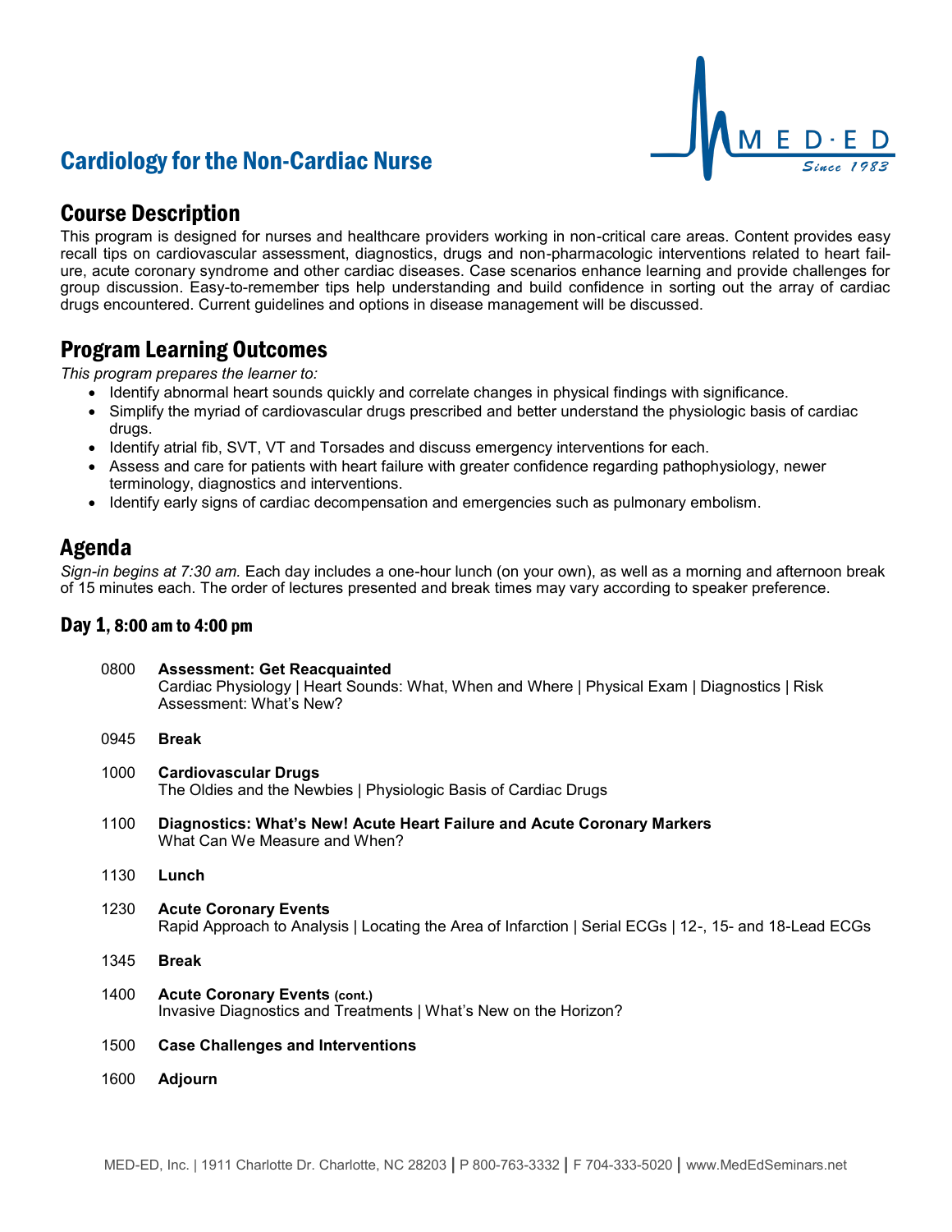# Cardiology for the Non-Cardiac Nurse

## Course Description

This program is designed for nurses and healthcare providers working in non-critical care areas. Content provides easy recall tips on cardiovascular assessment, diagnostics, drugs and non-pharmacologic interventions related to heart failure, acute coronary syndrome and other cardiac diseases. Case scenarios enhance learning and provide challenges for group discussion. Easy-to-remember tips help understanding and build confidence in sorting out the array of cardiac drugs encountered. Current guidelines and options in disease management will be discussed.

## Program Learning Outcomes

*This program prepares the learner to:*

- Identify abnormal heart sounds quickly and correlate changes in physical findings with significance.
- Simplify the myriad of cardiovascular drugs prescribed and better understand the physiologic basis of cardiac drugs.
- Identify atrial fib, SVT, VT and Torsades and discuss emergency interventions for each.
- Assess and care for patients with heart failure with greater confidence regarding pathophysiology, newer terminology, diagnostics and interventions.
- Identify early signs of cardiac decompensation and emergencies such as pulmonary embolism.

## Agenda

*Sign-in begins at 7:30 am.* Each day includes a one-hour lunch (on your own), as well as a morning and afternoon break of 15 minutes each. The order of lectures presented and break times may vary according to speaker preference.

### Day 1, 8:00 am to 4:00 pm

0800 **Assessment: Get Reacquainted**
Cardiac Physiology | Heart Sounds: What, When and Where | Physical Exam | Diagnostics | Risk Assessment: What's New?

0945 **Break**

1000 **Cardiovascular Drugs**
The Oldies and the Newbies | Physiologic Basis of Cardiac Drugs

1100 **Diagnostics: What's New! Acute Heart Failure and Acute Coronary Markers**
What Can We Measure and When?

1130 **Lunch**

1230 **Acute Coronary Events**
Rapid Approach to Analysis | Locating the Area of Infarction | Serial ECGs | 12-, 15- and 18-Lead ECGs

1345 **Break**

1400 **Acute Coronary Events (cont.)**
Invasive Diagnostics and Treatments | What's New on the Horizon?

1500 **Case Challenges and Interventions**

1600 **Adjourn**

MED-ED, Inc. | 1911 Charlotte Dr. Charlotte, NC 28203 | P 800-763-3332 | F 704-333-5020 | www.MedEdSeminars.net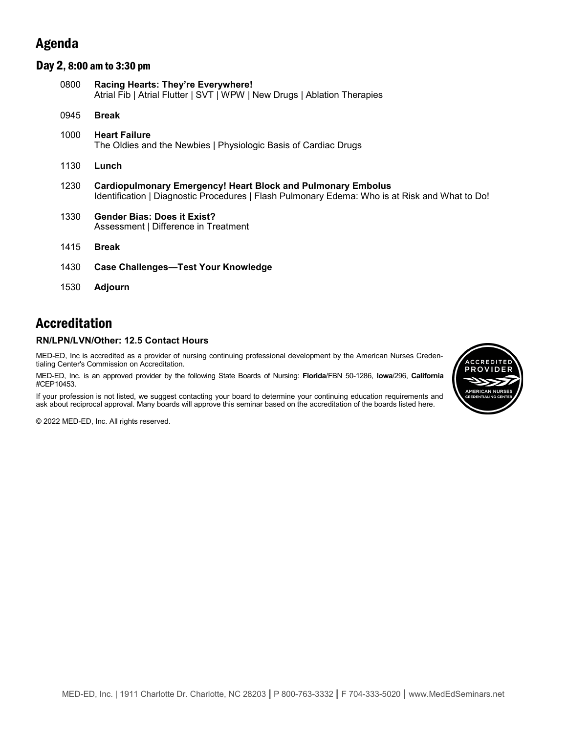## Agenda

### Day 2, 8:00 am to 3:30 pm

0800 **Racing Hearts: They're Everywhere!**
Atrial Fib | Atrial Flutter | SVT | WPW | New Drugs | Ablation Therapies

0945 **Break**

1000 **Heart Failure**
The Oldies and the Newbies | Physiologic Basis of Cardiac Drugs

1130 **Lunch**

1230 **Cardiopulmonary Emergency! Heart Block and Pulmonary Embolus**
Identification | Diagnostic Procedures | Flash Pulmonary Edema: Who is at Risk and What to Do!

1330 **Gender Bias: Does it Exist?**
Assessment | Difference in Treatment

1415 **Break**

1430 **Case Challenges—Test Your Knowledge**

1530 **Adjourn**

## Accreditation

**RN/LPN/LVN/Other: 12.5 Contact Hours**

MED-ED, Inc is accredited as a provider of nursing continuing professional development by the American Nurses Credentialing Center's Commission on Accreditation.

MED-ED, Inc. is an approved provider by the following State Boards of Nursing: **Florida**/FBN 50-1286, **Iowa**/296, **California** #CEP10453.

If your profession is not listed, we suggest contacting your board to determine your continuing education requirements and ask about reciprocal approval. Many boards will approve this seminar based on the accreditation of the boards listed here.

ACCREDITED PROVIDER
AMERICAN NURSES CREDENTIALING CENTER

© 2022 MED-ED, Inc. All rights reserved.

MED-ED, Inc. | 1911 Charlotte Dr. Charlotte, NC 28203 | P 800-763-3332 | F 704-333-5020 | www.MedEdSeminars.net